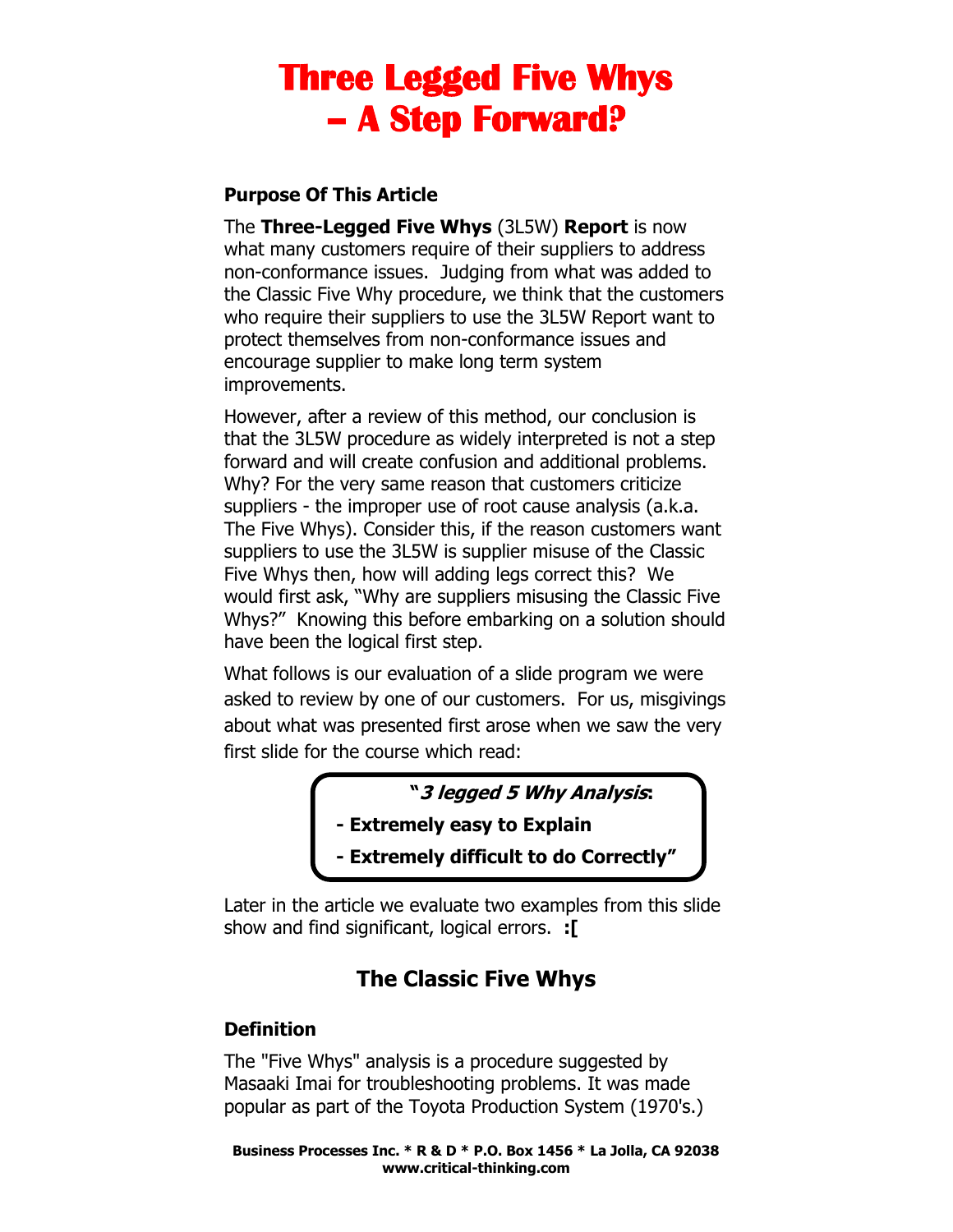# Three Legged Five Whys – A Step Forward?

### Purpose Of This Article

The **Three-Legged Five Whys** (3L5W) **Report** is now what many customers require of their suppliers to address non-conformance issues. Judging from what was added to the Classic Five Why procedure, we think that the customers who require their suppliers to use the 3L5W Report want to protect themselves from non-conformance issues and encourage supplier to make long term system improvements.

However, after a review of this method, our conclusion is that the 3L5W procedure as widely interpreted is not a step forward and will create confusion and additional problems. Why? For the very same reason that customers criticize suppliers - the improper use of root cause analysis (a.k.a. The Five Whys). Consider this, if the reason customers want suppliers to use the 3L5W is supplier misuse of the Classic Five Whys then, how will adding legs correct this? We would first ask, "Why are suppliers misusing the Classic Five Whys?" Knowing this before embarking on a solution should have been the logical first step.

What follows is our evaluation of a slide program we were asked to review by one of our customers. For us, misgivings about what was presented first arose when we saw the very first slide for the course which read:

> **"*3 legged 5 Why Analysis*:**
>
> **- Extremely easy to Explain**
>
> **- Extremely difficult to do Correctly"**

Later in the article we evaluate two examples from this slide show and find significant, logical errors. **:[**

## The Classic Five Whys

### Definition

The "Five Whys" analysis is a procedure suggested by Masaaki Imai for troubleshooting problems. It was made popular as part of the Toyota Production System (1970's.)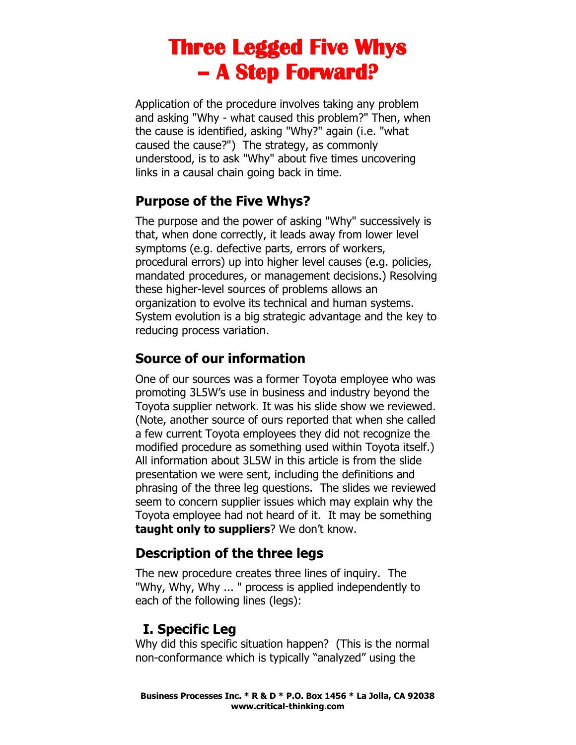# Three Legged Five Whys – A Step Forward?

Application of the procedure involves taking any problem and asking "Why - what caused this problem?" Then, when the cause is identified, asking "Why?" again (i.e. "what caused the cause?") The strategy, as commonly understood, is to ask "Why" about five times uncovering links in a causal chain going back in time.

## Purpose of the Five Whys?

The purpose and the power of asking "Why" successively is that, when done correctly, it leads away from lower level symptoms (e.g. defective parts, errors of workers, procedural errors) up into higher level causes (e.g. policies, mandated procedures, or management decisions.) Resolving these higher-level sources of problems allows an organization to evolve its technical and human systems. System evolution is a big strategic advantage and the key to reducing process variation.

## Source of our information

One of our sources was a former Toyota employee who was promoting 3L5W's use in business and industry beyond the Toyota supplier network. It was his slide show we reviewed. (Note, another source of ours reported that when she called a few current Toyota employees they did not recognize the modified procedure as something used within Toyota itself.) All information about 3L5W in this article is from the slide presentation we were sent, including the definitions and phrasing of the three leg questions. The slides we reviewed seem to concern supplier issues which may explain why the Toyota employee had not heard of it. It may be something **taught only to suppliers**? We don't know.

## Description of the three legs

The new procedure creates three lines of inquiry. The "Why, Why, Why ... " process is applied independently to each of the following lines (legs):

### I. Specific Leg

Why did this specific situation happen? (This is the normal non-conformance which is typically "analyzed" using the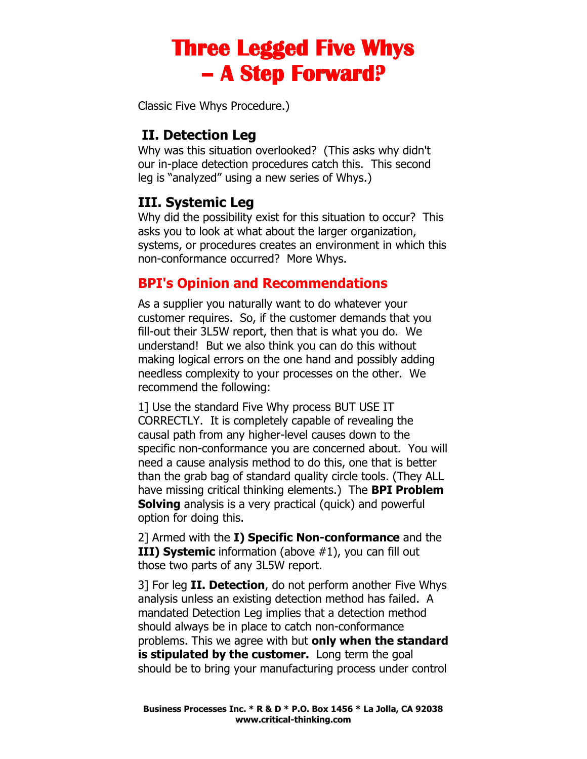# Three Legged Five Whys – A Step Forward?

Classic Five Whys Procedure.)

## II. Detection Leg

Why was this situation overlooked? (This asks why didn't our in-place detection procedures catch this. This second leg is "analyzed" using a new series of Whys.)

## III. Systemic Leg

Why did the possibility exist for this situation to occur? This asks you to look at what about the larger organization, systems, or procedures creates an environment in which this non-conformance occurred? More Whys.

## BPI's Opinion and Recommendations

As a supplier you naturally want to do whatever your customer requires. So, if the customer demands that you fill-out their 3L5W report, then that is what you do. We understand! But we also think you can do this without making logical errors on the one hand and possibly adding needless complexity to your processes on the other. We recommend the following:

1] Use the standard Five Why process BUT USE IT CORRECTLY. It is completely capable of revealing the causal path from any higher-level causes down to the specific non-conformance you are concerned about. You will need a cause analysis method to do this, one that is better than the grab bag of standard quality circle tools. (They ALL have missing critical thinking elements.) The **BPI Problem Solving** analysis is a very practical (quick) and powerful option for doing this.

2] Armed with the **I) Specific Non-conformance** and the **III) Systemic** information (above #1), you can fill out those two parts of any 3L5W report.

3] For leg **II. Detection**, do not perform another Five Whys analysis unless an existing detection method has failed. A mandated Detection Leg implies that a detection method should always be in place to catch non-conformance problems. This we agree with but **only when the standard is stipulated by the customer.** Long term the goal should be to bring your manufacturing process under control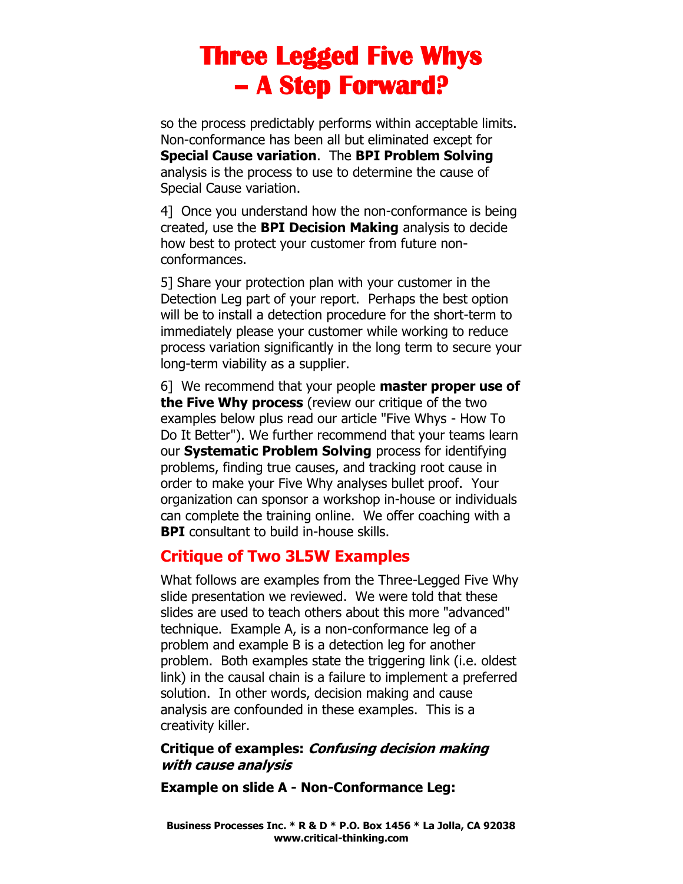so the process predictably performs within acceptable limits. Non-conformance has been all but eliminated except for **Special Cause variation**. The **BPI Problem Solving** analysis is the process to use to determine the cause of Special Cause variation.

4] Once you understand how the non-conformance is being created, use the **BPI Decision Making** analysis to decide how best to protect your customer from future non-conformances.

5] Share your protection plan with your customer in the Detection Leg part of your report. Perhaps the best option will be to install a detection procedure for the short-term to immediately please your customer while working to reduce process variation significantly in the long term to secure your long-term viability as a supplier.

6] We recommend that your people **master proper use of the Five Why process** (review our critique of the two examples below plus read our article "Five Whys - How To Do It Better"). We further recommend that your teams learn our **Systematic Problem Solving** process for identifying problems, finding true causes, and tracking root cause in order to make your Five Why analyses bullet proof. Your organization can sponsor a workshop in-house or individuals can complete the training online. We offer coaching with a **BPI** consultant to build in-house skills.

## Critique of Two 3L5W Examples

What follows are examples from the Three-Legged Five Why slide presentation we reviewed. We were told that these slides are used to teach others about this more "advanced" technique. Example A, is a non-conformance leg of a problem and example B is a detection leg for another problem. Both examples state the triggering link (i.e. oldest link) in the causal chain is a failure to implement a preferred solution. In other words, decision making and cause analysis are confounded in these examples. This is a creativity killer.

**Critique of examples:** ***Confusing decision making with cause analysis***

**Example on slide A - Non-Conformance Leg:**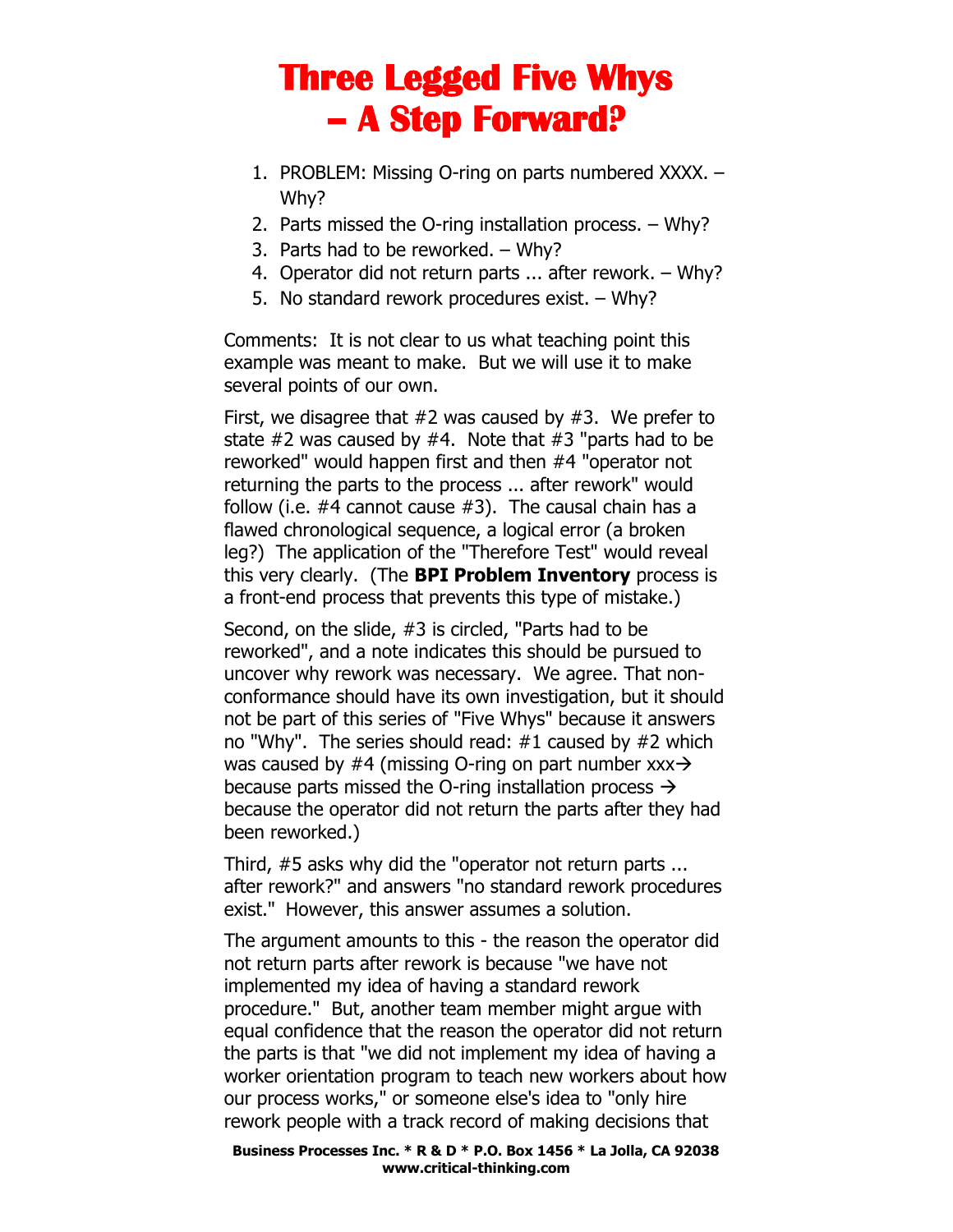# Three Legged Five Whys – A Step Forward?

1. PROBLEM: Missing O-ring on parts numbered XXXX. – Why?
2. Parts missed the O-ring installation process. – Why?
3. Parts had to be reworked. – Why?
4. Operator did not return parts ... after rework. – Why?
5. No standard rework procedures exist. – Why?

Comments: It is not clear to us what teaching point this example was meant to make. But we will use it to make several points of our own.

First, we disagree that #2 was caused by #3. We prefer to state #2 was caused by #4. Note that #3 "parts had to be reworked" would happen first and then #4 "operator not returning the parts to the process ... after rework" would follow (i.e. #4 cannot cause #3). The causal chain has a flawed chronological sequence, a logical error (a broken leg?) The application of the "Therefore Test" would reveal this very clearly. (The **BPI Problem Inventory** process is a front-end process that prevents this type of mistake.)

Second, on the slide, #3 is circled, "Parts had to be reworked", and a note indicates this should be pursued to uncover why rework was necessary. We agree. That non-conformance should have its own investigation, but it should not be part of this series of "Five Whys" because it answers no "Why". The series should read: #1 caused by #2 which was caused by #4 (missing O-ring on part number xxx→ because parts missed the O-ring installation process → because the operator did not return the parts after they had been reworked.)

Third, #5 asks why did the "operator not return parts ... after rework?" and answers "no standard rework procedures exist." However, this answer assumes a solution.

The argument amounts to this - the reason the operator did not return parts after rework is because "we have not implemented my idea of having a standard rework procedure." But, another team member might argue with equal confidence that the reason the operator did not return the parts is that "we did not implement my idea of having a worker orientation program to teach new workers about how our process works," or someone else's idea to "only hire rework people with a track record of making decisions that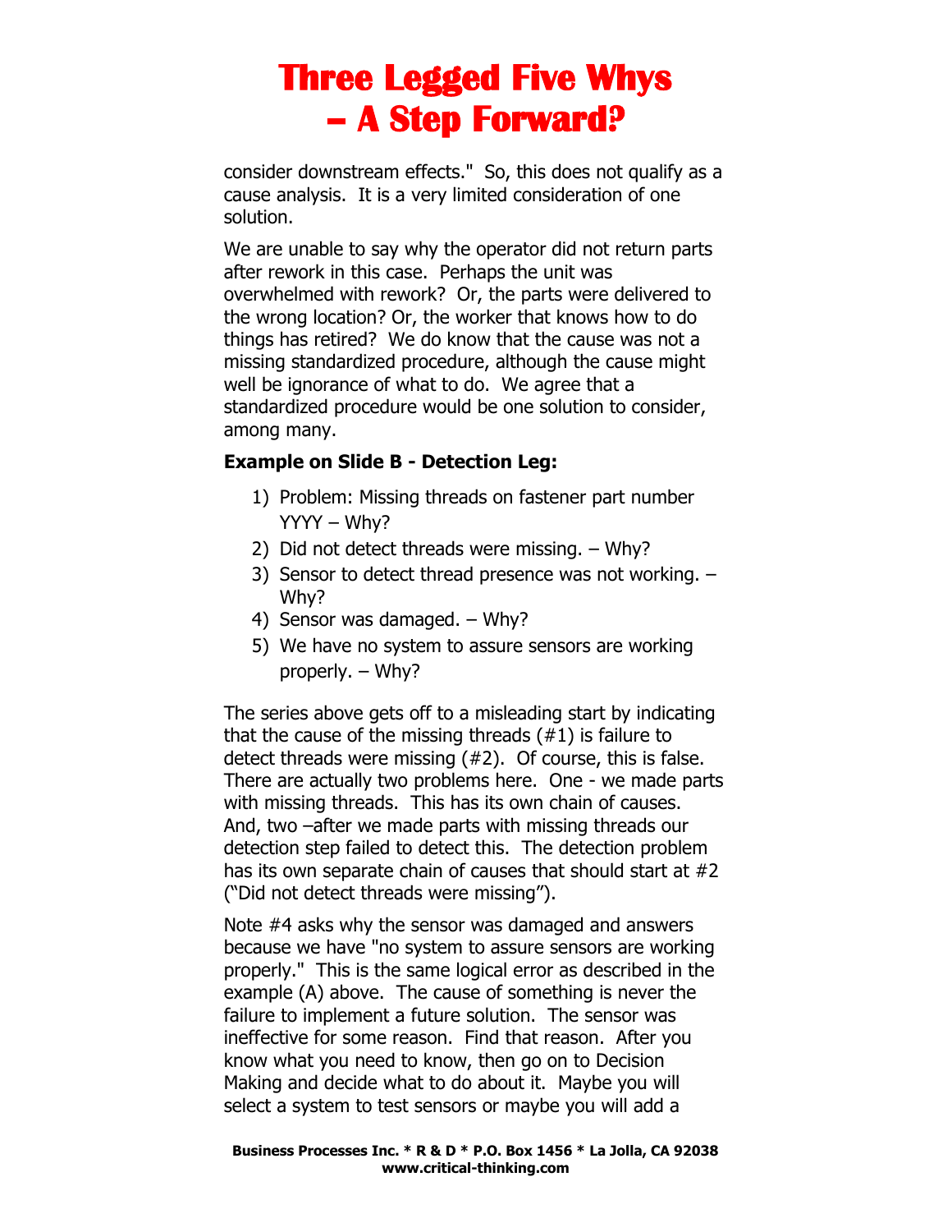consider downstream effects." So, this does not qualify as a cause analysis. It is a very limited consideration of one solution.

We are unable to say why the operator did not return parts after rework in this case. Perhaps the unit was overwhelmed with rework? Or, the parts were delivered to the wrong location? Or, the worker that knows how to do things has retired? We do know that the cause was not a missing standardized procedure, although the cause might well be ignorance of what to do. We agree that a standardized procedure would be one solution to consider, among many.

**Example on Slide B - Detection Leg:**

1) Problem: Missing threads on fastener part number YYYY – Why?
2) Did not detect threads were missing. – Why?
3) Sensor to detect thread presence was not working. – Why?
4) Sensor was damaged. – Why?
5) We have no system to assure sensors are working properly. – Why?

The series above gets off to a misleading start by indicating that the cause of the missing threads (#1) is failure to detect threads were missing (#2). Of course, this is false. There are actually two problems here. One - we made parts with missing threads. This has its own chain of causes. And, two –after we made parts with missing threads our detection step failed to detect this. The detection problem has its own separate chain of causes that should start at #2 ("Did not detect threads were missing").

Note #4 asks why the sensor was damaged and answers because we have "no system to assure sensors are working properly." This is the same logical error as described in the example (A) above. The cause of something is never the failure to implement a future solution. The sensor was ineffective for some reason. Find that reason. After you know what you need to know, then go on to Decision Making and decide what to do about it. Maybe you will select a system to test sensors or maybe you will add a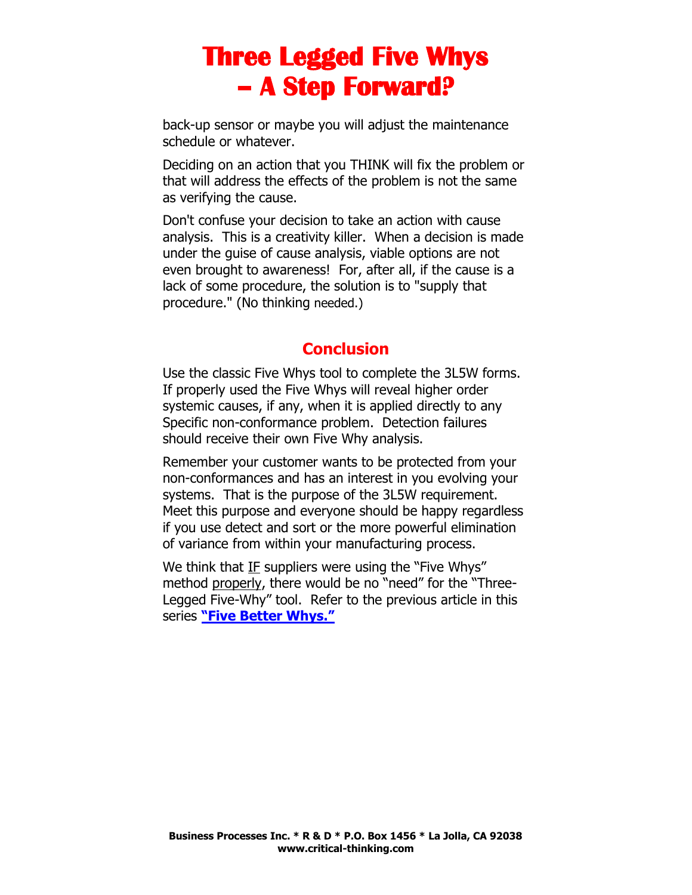back-up sensor or maybe you will adjust the maintenance schedule or whatever.

Deciding on an action that you THINK will fix the problem or that will address the effects of the problem is not the same as verifying the cause.

Don't confuse your decision to take an action with cause analysis. This is a creativity killer. When a decision is made under the guise of cause analysis, viable options are not even brought to awareness! For, after all, if the cause is a lack of some procedure, the solution is to "supply that procedure." (No thinking needed.)

## Conclusion

Use the classic Five Whys tool to complete the 3L5W forms. If properly used the Five Whys will reveal higher order systemic causes, if any, when it is applied directly to any Specific non-conformance problem. Detection failures should receive their own Five Why analysis.

Remember your customer wants to be protected from your non-conformances and has an interest in you evolving your systems. That is the purpose of the 3L5W requirement. Meet this purpose and everyone should be happy regardless if you use detect and sort or the more powerful elimination of variance from within your manufacturing process.

We think that IF suppliers were using the "Five Whys" method properly, there would be no "need" for the "Three-Legged Five-Why" tool. Refer to the previous article in this series **"Five Better Whys."**